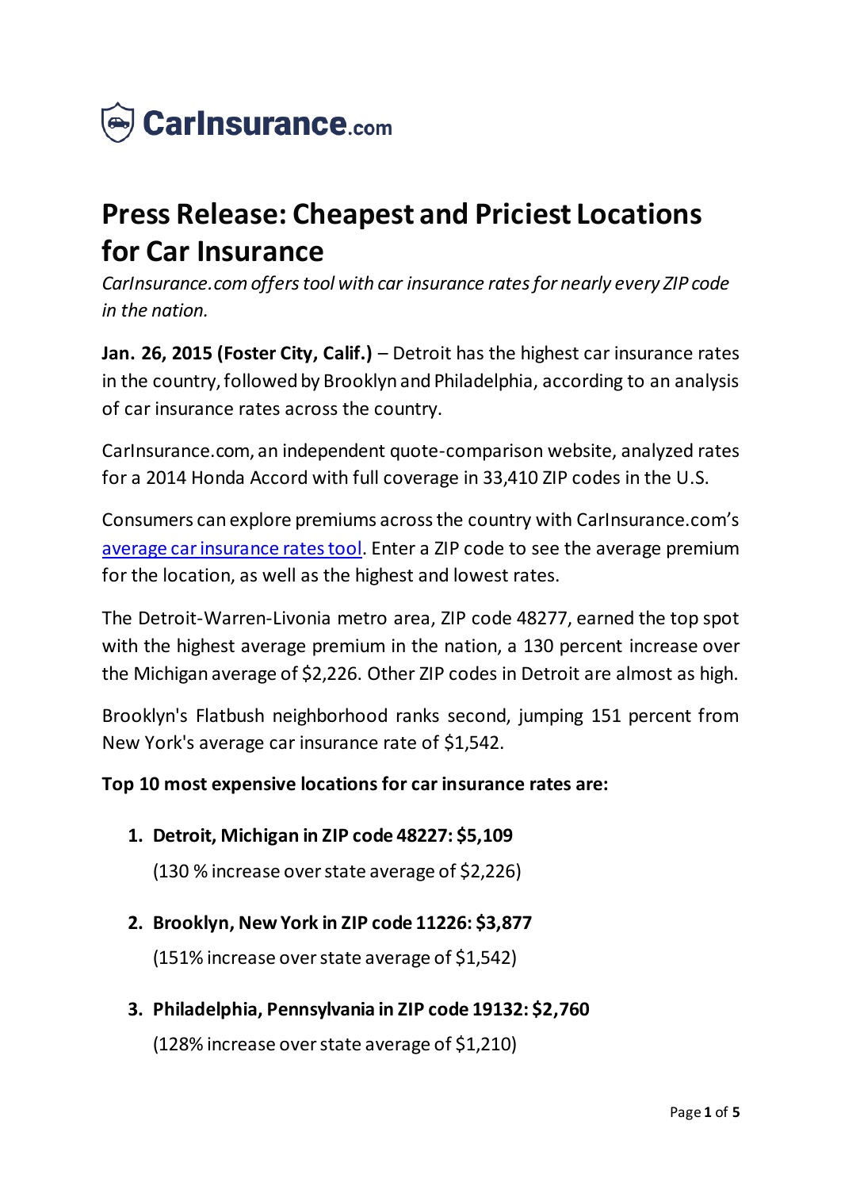CarInsurance.com

# Press Release: Cheapest and Priciest Locations for Car Insurance

*CarInsurance.com offers tool with car insurance rates for nearly every ZIP code in the nation.*

**Jan. 26, 2015 (Foster City, Calif.)** – Detroit has the highest car insurance rates in the country, followed by Brooklyn and Philadelphia, according to an analysis of car insurance rates across the country.

CarInsurance.com, an independent quote-comparison website, analyzed rates for a 2014 Honda Accord with full coverage in 33,410 ZIP codes in the U.S.

Consumers can explore premiums across the country with CarInsurance.com's average car insurance rates tool. Enter a ZIP code to see the average premium for the location, as well as the highest and lowest rates.

The Detroit-Warren-Livonia metro area, ZIP code 48277, earned the top spot with the highest average premium in the nation, a 130 percent increase over the Michigan average of $2,226. Other ZIP codes in Detroit are almost as high.

Brooklyn's Flatbush neighborhood ranks second, jumping 151 percent from New York's average car insurance rate of $1,542.

**Top 10 most expensive locations for car insurance rates are:**

1. **Detroit, Michigan in ZIP code 48227: $5,109**

   (130 % increase over state average of $2,226)

2. **Brooklyn, New York in ZIP code 11226: $3,877**

   (151% increase over state average of $1,542)

3. **Philadelphia, Pennsylvania in ZIP code 19132: $2,760**

   (128% increase over state average of $1,210)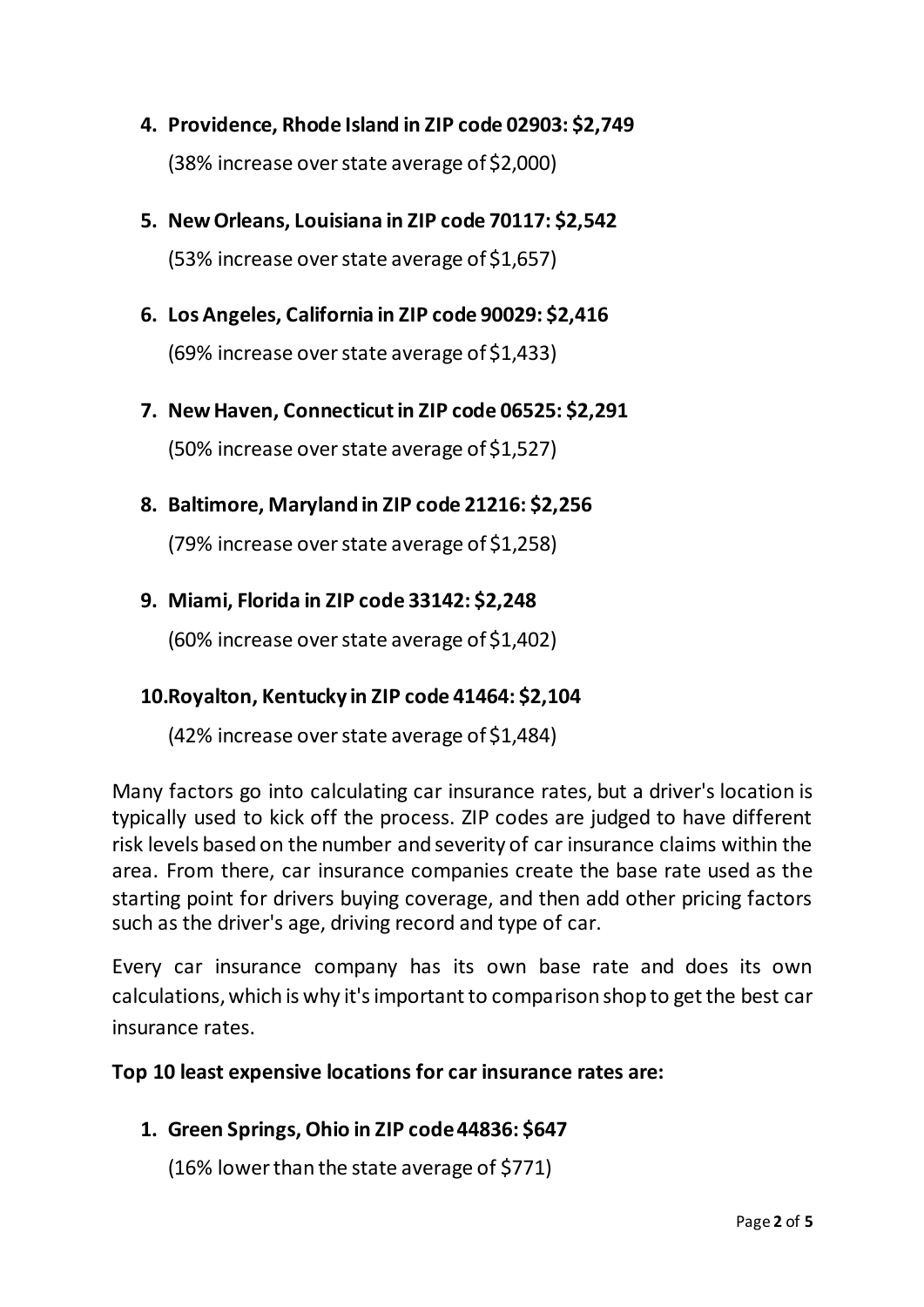4. **Providence, Rhode Island in ZIP code 02903: $2,749**

   (38% increase over state average of $2,000)

5. **New Orleans, Louisiana in ZIP code 70117: $2,542**

   (53% increase over state average of $1,657)

6. **Los Angeles, California in ZIP code 90029: $2,416**

   (69% increase over state average of $1,433)

7. **New Haven, Connecticut in ZIP code 06525: $2,291**

   (50% increase over state average of $1,527)

8. **Baltimore, Maryland in ZIP code 21216: $2,256**

   (79% increase over state average of $1,258)

9. **Miami, Florida in ZIP code 33142: $2,248**

   (60% increase over state average of $1,402)

10. **Royalton, Kentucky in ZIP code 41464: $2,104**

    (42% increase over state average of $1,484)

Many factors go into calculating car insurance rates, but a driver's location is typically used to kick off the process. ZIP codes are judged to have different risk levels based on the number and severity of car insurance claims within the area. From there, car insurance companies create the base rate used as the starting point for drivers buying coverage, and then add other pricing factors such as the driver's age, driving record and type of car.

Every car insurance company has its own base rate and does its own calculations, which is why it's important to comparison shop to get the best car insurance rates.

**Top 10 least expensive locations for car insurance rates are:**

1. **Green Springs, Ohio in ZIP code 44836: $647**

   (16% lower than the state average of $771)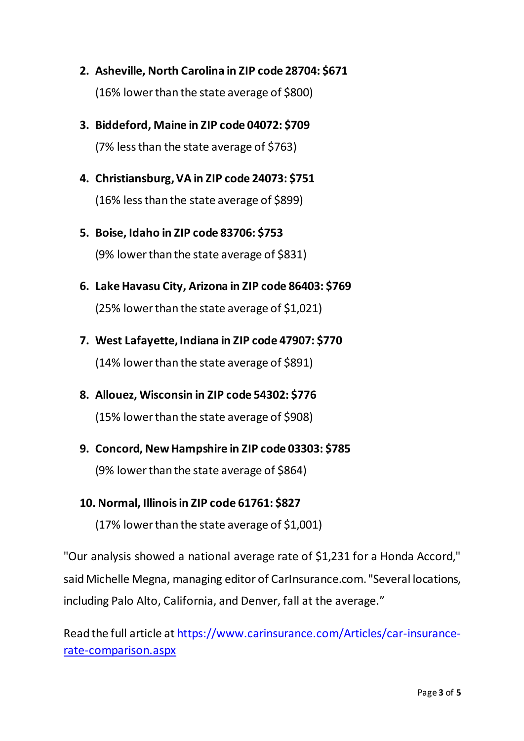2. **Asheville, North Carolina in ZIP code 28704: $671**

   (16% lower than the state average of $800)

3. **Biddeford, Maine in ZIP code 04072: $709**

   (7% less than the state average of $763)

4. **Christiansburg, VA in ZIP code 24073: $751**

   (16% less than the state average of $899)

5. **Boise, Idaho in ZIP code 83706: $753**

   (9% lower than the state average of $831)

6. **Lake Havasu City, Arizona in ZIP code 86403: $769**

   (25% lower than the state average of $1,021)

7. **West Lafayette, Indiana in ZIP code 47907: $770**

   (14% lower than the state average of $891)

8. **Allouez, Wisconsin in ZIP code 54302: $776**

   (15% lower than the state average of $908)

9. **Concord, New Hampshire in ZIP code 03303: $785**

   (9% lower than the state average of $864)

10. **Normal, Illinois in ZIP code 61761: $827**

    (17% lower than the state average of $1,001)

"Our analysis showed a national average rate of $1,231 for a Honda Accord," said Michelle Megna, managing editor of CarInsurance.com. "Several locations, including Palo Alto, California, and Denver, fall at the average."

Read the full article at [https://www.carinsurance.com/Articles/car-insurance-rate-comparison.aspx](https://www.carinsurance.com/Articles/car-insurance-rate-comparison.aspx)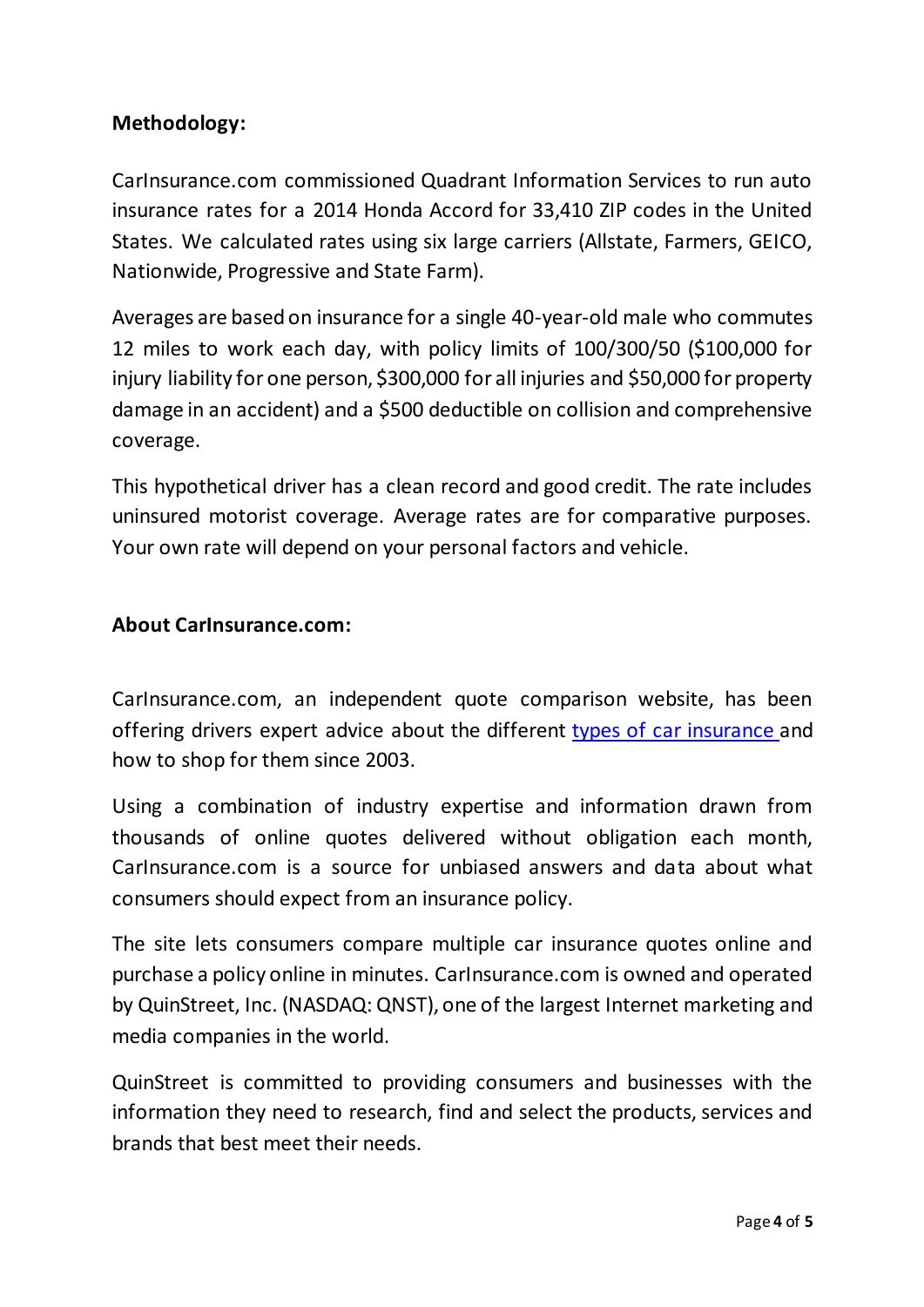**Methodology:**

CarInsurance.com commissioned Quadrant Information Services to run auto insurance rates for a 2014 Honda Accord for 33,410 ZIP codes in the United States. We calculated rates using six large carriers (Allstate, Farmers, GEICO, Nationwide, Progressive and State Farm).

Averages are based on insurance for a single 40-year-old male who commutes 12 miles to work each day, with policy limits of 100/300/50 ($100,000 for injury liability for one person, $300,000 for all injuries and $50,000 for property damage in an accident) and a $500 deductible on collision and comprehensive coverage.

This hypothetical driver has a clean record and good credit. The rate includes uninsured motorist coverage. Average rates are for comparative purposes. Your own rate will depend on your personal factors and vehicle.

**About CarInsurance.com:**

CarInsurance.com, an independent quote comparison website, has been offering drivers expert advice about the different types of car insurance and how to shop for them since 2003.

Using a combination of industry expertise and information drawn from thousands of online quotes delivered without obligation each month, CarInsurance.com is a source for unbiased answers and data about what consumers should expect from an insurance policy.

The site lets consumers compare multiple car insurance quotes online and purchase a policy online in minutes. CarInsurance.com is owned and operated by QuinStreet, Inc. (NASDAQ: QNST), one of the largest Internet marketing and media companies in the world.

QuinStreet is committed to providing consumers and businesses with the information they need to research, find and select the products, services and brands that best meet their needs.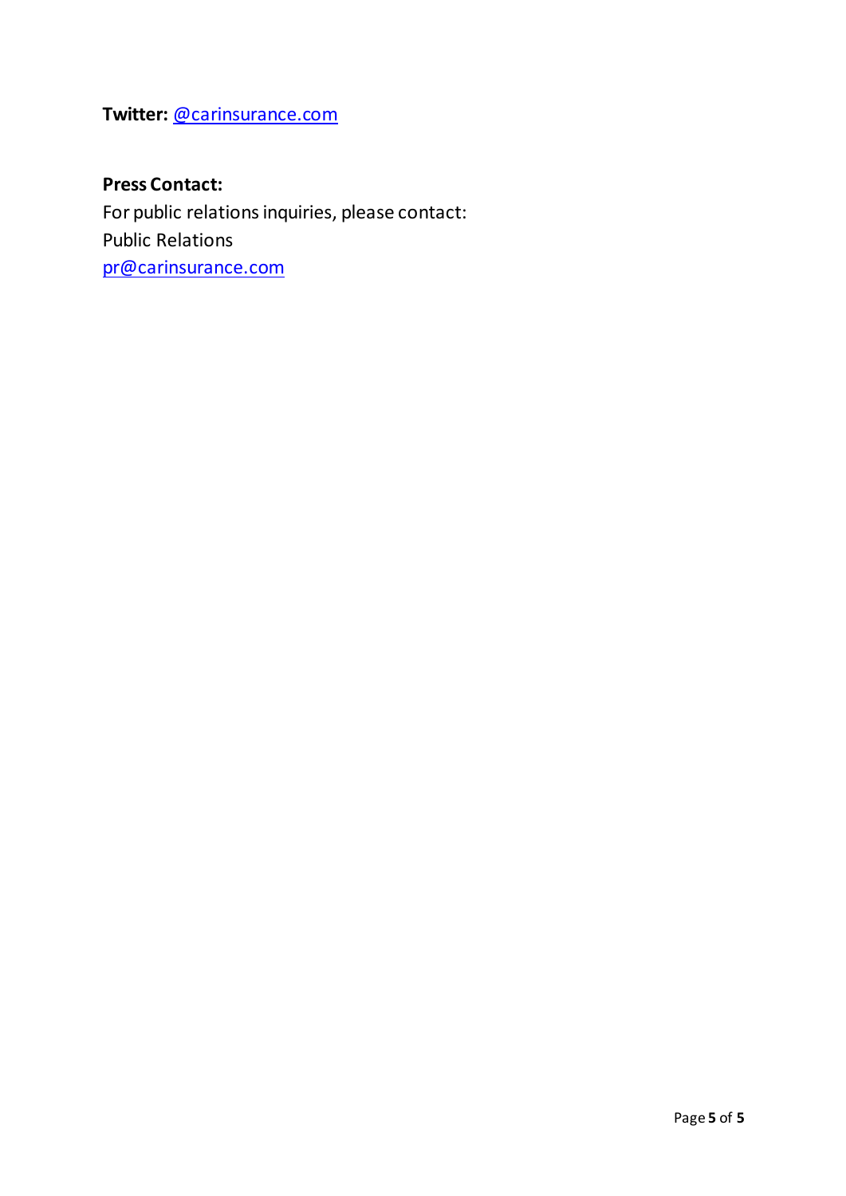**Twitter:** @carinsurance.com

**Press Contact:**
For public relations inquiries, please contact:
Public Relations
pr@carinsurance.com